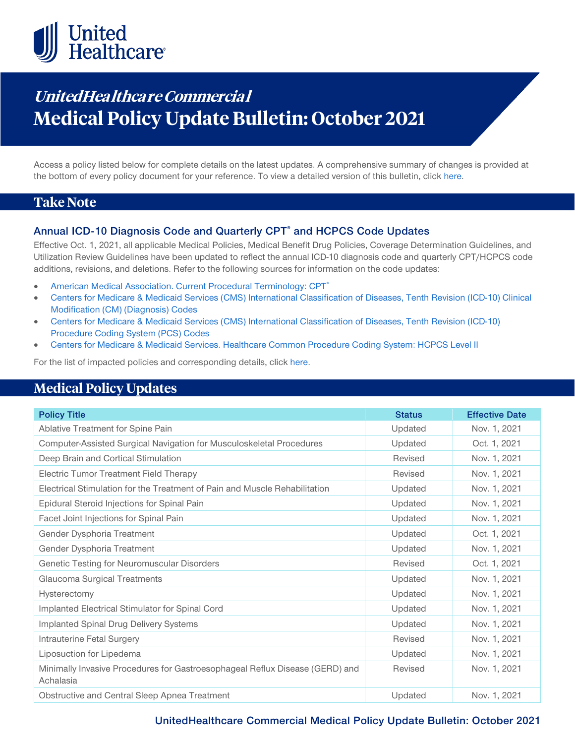# UnitedHealthcare Commercial
# Medical Policy Update Bulletin: October 2021

Access a policy listed below for complete details on the latest updates. A comprehensive summary of changes is provided at the bottom of every policy document for your reference. To view a detailed version of this bulletin, click here.

## Take Note

### Annual ICD-10 Diagnosis Code and Quarterly CPT® and HCPCS Code Updates

Effective Oct. 1, 2021, all applicable Medical Policies, Medical Benefit Drug Policies, Coverage Determination Guidelines, and Utilization Review Guidelines have been updated to reflect the annual ICD-10 diagnosis code and quarterly CPT/HCPCS code additions, revisions, and deletions. Refer to the following sources for information on the code updates:

- American Medical Association. Current Procedural Terminology: CPT®
- Centers for Medicare & Medicaid Services (CMS) International Classification of Diseases, Tenth Revision (ICD-10) Clinical Modification (CM) (Diagnosis) Codes
- Centers for Medicare & Medicaid Services (CMS) International Classification of Diseases, Tenth Revision (ICD-10) Procedure Coding System (PCS) Codes
- Centers for Medicare & Medicaid Services. Healthcare Common Procedure Coding System: HCPCS Level II

For the list of impacted policies and corresponding details, click here.

## Medical Policy Updates

| Policy Title | Status | Effective Date |
|---|---|---|
| Ablative Treatment for Spine Pain | Updated | Nov. 1, 2021 |
| Computer-Assisted Surgical Navigation for Musculoskeletal Procedures | Updated | Oct. 1, 2021 |
| Deep Brain and Cortical Stimulation | Revised | Nov. 1, 2021 |
| Electric Tumor Treatment Field Therapy | Revised | Nov. 1, 2021 |
| Electrical Stimulation for the Treatment of Pain and Muscle Rehabilitation | Updated | Nov. 1, 2021 |
| Epidural Steroid Injections for Spinal Pain | Updated | Nov. 1, 2021 |
| Facet Joint Injections for Spinal Pain | Updated | Nov. 1, 2021 |
| Gender Dysphoria Treatment | Updated | Oct. 1, 2021 |
| Gender Dysphoria Treatment | Updated | Nov. 1, 2021 |
| Genetic Testing for Neuromuscular Disorders | Revised | Oct. 1, 2021 |
| Glaucoma Surgical Treatments | Updated | Nov. 1, 2021 |
| Hysterectomy | Updated | Nov. 1, 2021 |
| Implanted Electrical Stimulator for Spinal Cord | Updated | Nov. 1, 2021 |
| Implanted Spinal Drug Delivery Systems | Updated | Nov. 1, 2021 |
| Intrauterine Fetal Surgery | Revised | Nov. 1, 2021 |
| Liposuction for Lipedema | Updated | Nov. 1, 2021 |
| Minimally Invasive Procedures for Gastroesophageal Reflux Disease (GERD) and Achalasia | Revised | Nov. 1, 2021 |
| Obstructive and Central Sleep Apnea Treatment | Updated | Nov. 1, 2021 |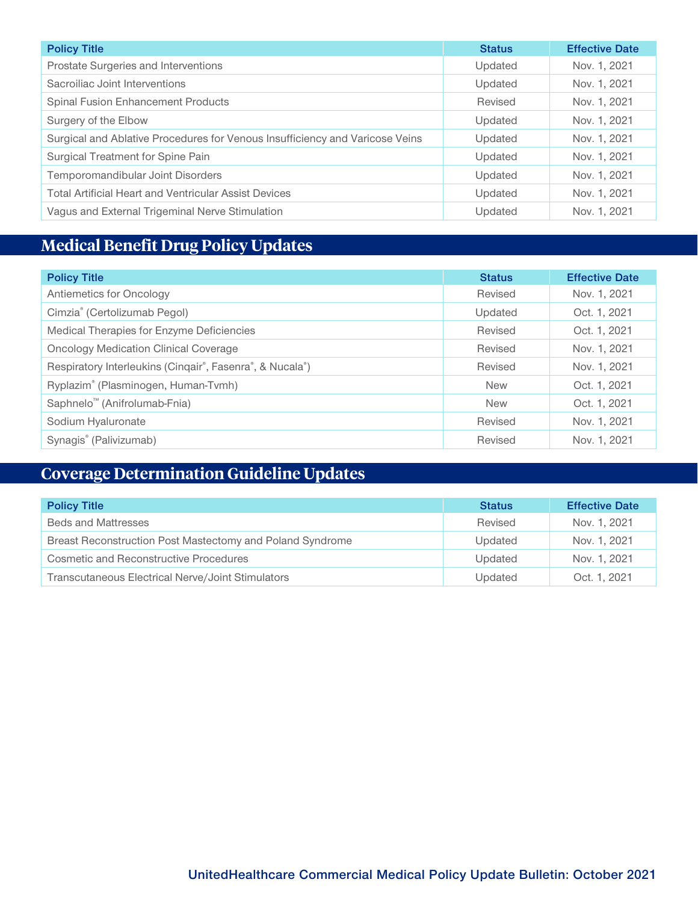| Policy Title | Status | Effective Date |
| --- | --- | --- |
| Prostate Surgeries and Interventions | Updated | Nov. 1, 2021 |
| Sacroiliac Joint Interventions | Updated | Nov. 1, 2021 |
| Spinal Fusion Enhancement Products | Revised | Nov. 1, 2021 |
| Surgery of the Elbow | Updated | Nov. 1, 2021 |
| Surgical and Ablative Procedures for Venous Insufficiency and Varicose Veins | Updated | Nov. 1, 2021 |
| Surgical Treatment for Spine Pain | Updated | Nov. 1, 2021 |
| Temporomandibular Joint Disorders | Updated | Nov. 1, 2021 |
| Total Artificial Heart and Ventricular Assist Devices | Updated | Nov. 1, 2021 |
| Vagus and External Trigeminal Nerve Stimulation | Updated | Nov. 1, 2021 |

## Medical Benefit Drug Policy Updates

| Policy Title | Status | Effective Date |
| --- | --- | --- |
| Antiemetics for Oncology | Revised | Nov. 1, 2021 |
| Cimzia® (Certolizumab Pegol) | Updated | Oct. 1, 2021 |
| Medical Therapies for Enzyme Deficiencies | Revised | Oct. 1, 2021 |
| Oncology Medication Clinical Coverage | Revised | Nov. 1, 2021 |
| Respiratory Interleukins (Cinqair®, Fasenra®, & Nucala®) | Revised | Nov. 1, 2021 |
| Ryplazim® (Plasminogen, Human-Tvmh) | New | Oct. 1, 2021 |
| Saphnelo™ (Anifrolumab-Fnia) | New | Oct. 1, 2021 |
| Sodium Hyaluronate | Revised | Nov. 1, 2021 |
| Synagis® (Palivizumab) | Revised | Nov. 1, 2021 |

## Coverage Determination Guideline Updates

| Policy Title | Status | Effective Date |
| --- | --- | --- |
| Beds and Mattresses | Revised | Nov. 1, 2021 |
| Breast Reconstruction Post Mastectomy and Poland Syndrome | Updated | Nov. 1, 2021 |
| Cosmetic and Reconstructive Procedures | Updated | Nov. 1, 2021 |
| Transcutaneous Electrical Nerve/Joint Stimulators | Updated | Oct. 1, 2021 |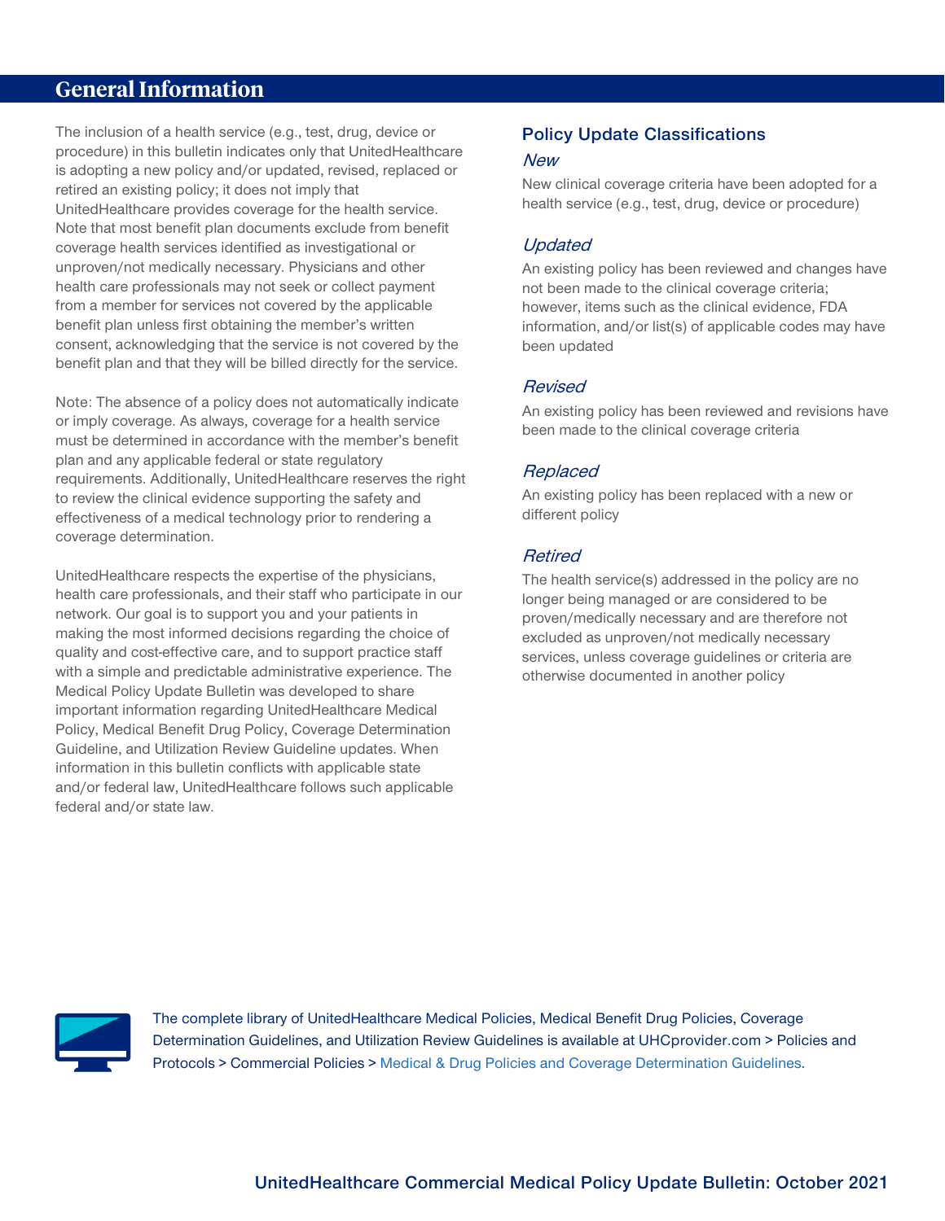## General Information

The inclusion of a health service (e.g., test, drug, device or procedure) in this bulletin indicates only that UnitedHealthcare is adopting a new policy and/or updated, revised, replaced or retired an existing policy; it does not imply that UnitedHealthcare provides coverage for the health service. Note that most benefit plan documents exclude from benefit coverage health services identified as investigational or unproven/not medically necessary. Physicians and other health care professionals may not seek or collect payment from a member for services not covered by the applicable benefit plan unless first obtaining the member's written consent, acknowledging that the service is not covered by the benefit plan and that they will be billed directly for the service.

Note: The absence of a policy does not automatically indicate or imply coverage. As always, coverage for a health service must be determined in accordance with the member's benefit plan and any applicable federal or state regulatory requirements. Additionally, UnitedHealthcare reserves the right to review the clinical evidence supporting the safety and effectiveness of a medical technology prior to rendering a coverage determination.

UnitedHealthcare respects the expertise of the physicians, health care professionals, and their staff who participate in our network. Our goal is to support you and your patients in making the most informed decisions regarding the choice of quality and cost-effective care, and to support practice staff with a simple and predictable administrative experience. The Medical Policy Update Bulletin was developed to share important information regarding UnitedHealthcare Medical Policy, Medical Benefit Drug Policy, Coverage Determination Guideline, and Utilization Review Guideline updates. When information in this bulletin conflicts with applicable state and/or federal law, UnitedHealthcare follows such applicable federal and/or state law.

### Policy Update Classifications

*New*

New clinical coverage criteria have been adopted for a health service (e.g., test, drug, device or procedure)

*Updated*

An existing policy has been reviewed and changes have not been made to the clinical coverage criteria; however, items such as the clinical evidence, FDA information, and/or list(s) of applicable codes may have been updated

*Revised*

An existing policy has been reviewed and revisions have been made to the clinical coverage criteria

*Replaced*

An existing policy has been replaced with a new or different policy

*Retired*

The health service(s) addressed in the policy are no longer being managed or are considered to be proven/medically necessary and are therefore not excluded as unproven/not medically necessary services, unless coverage guidelines or criteria are otherwise documented in another policy

The complete library of UnitedHealthcare Medical Policies, Medical Benefit Drug Policies, Coverage Determination Guidelines, and Utilization Review Guidelines is available at UHCprovider.com > Policies and Protocols > Commercial Policies > Medical & Drug Policies and Coverage Determination Guidelines.